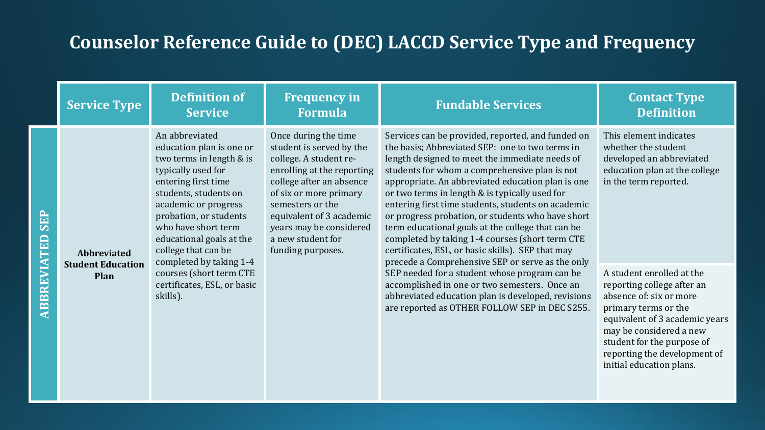# Counselor Reference Guide to (DEC) LACCD Service Type and Frequency

| | Service Type | Definition of Service | Frequency in Formula | Fundable Services | Contact Type Definition |
|---|---|---|---|---|---|
| ABBREVIATED SEP | **Abbreviated Student Education Plan** | An abbreviated education plan is one or two terms in length & is typically used for entering first time students, students on academic or progress probation, or students who have short term educational goals at the college that can be completed by taking 1-4 courses (short term CTE certificates, ESL, or basic skills). | Once during the time student is served by the college. A student re-enrolling at the reporting college after an absence of six or more primary semesters or the equivalent of 3 academic years may be considered a new student for funding purposes. | Services can be provided, reported, and funded on the basis; Abbreviated SEP: one to two terms in length designed to meet the immediate needs of students for whom a comprehensive plan is not appropriate. An abbreviated education plan is one or two terms in length & is typically used for entering first time students, students on academic or progress probation, or students who have short term educational goals at the college that can be completed by taking 1-4 courses (short term CTE certificates, ESL, or basic skills). SEP that may precede a Comprehensive SEP or serve as the only SEP needed for a student whose program can be accomplished in one or two semesters. Once an abbreviated education plan is developed, revisions are reported as OTHER FOLLOW SEP in DEC S255. | This element indicates whether the student developed an abbreviated education plan at the college in the term reported.<br><br>A student enrolled at the reporting college after an absence of: six or more primary terms or the equivalent of 3 academic years may be considered a new student for the purpose of reporting the development of initial education plans. |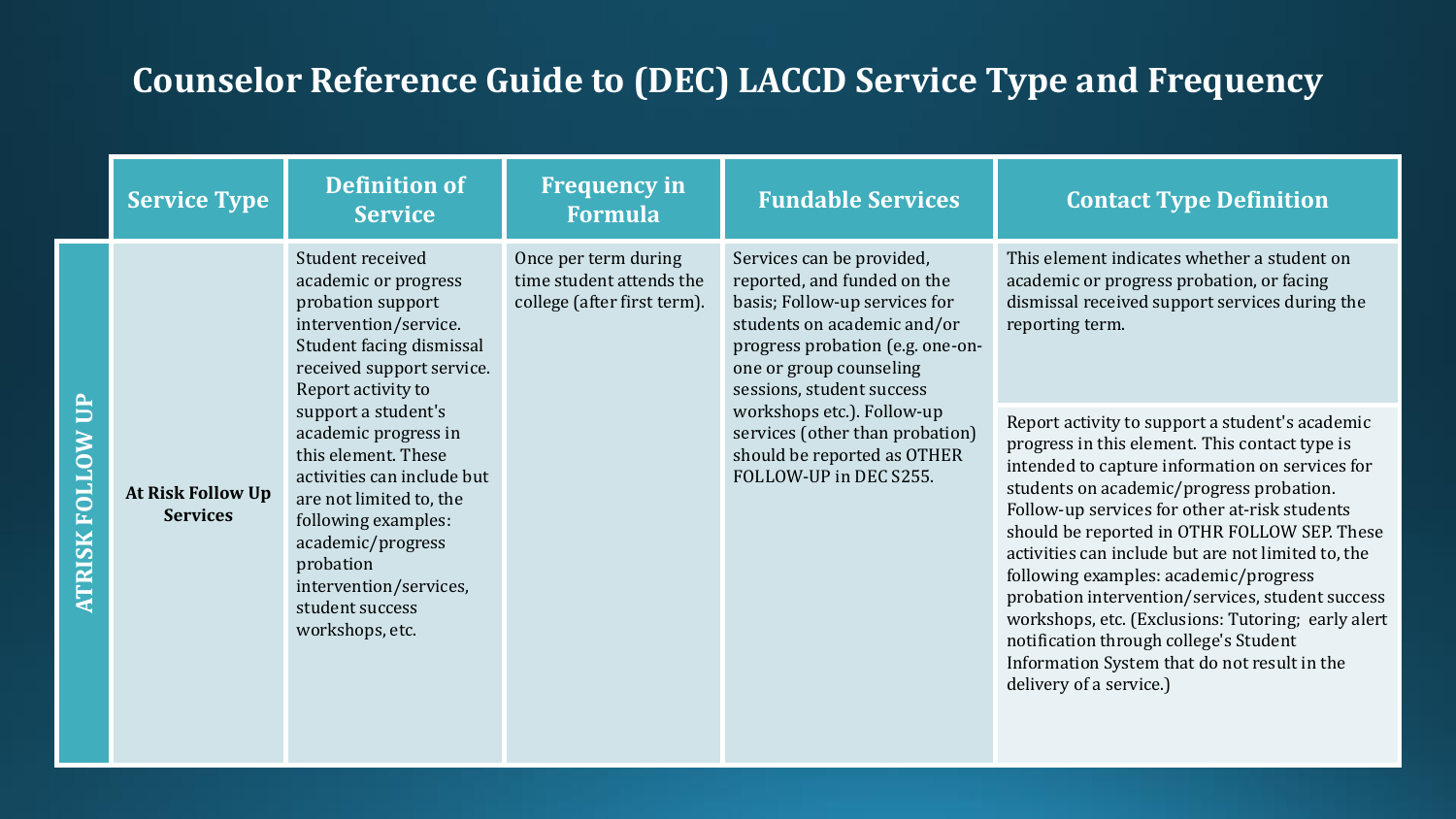# Counselor Reference Guide to (DEC) LACCD Service Type and Frequency

| | Service Type | Definition of Service | Frequency in Formula | Fundable Services | Contact Type Definition |
|---|---|---|---|---|---|
| ATRISK FOLLOW UP | At Risk Follow Up Services | Student received academic or progress probation support intervention/service. Student facing dismissal received support service. Report activity to support a student's academic progress in this element. These activities can include but are not limited to, the following examples: academic/progress probation intervention/services, student success workshops, etc. | Once per term during time student attends the college (after first term). | Services can be provided, reported, and funded on the basis; Follow-up services for students on academic and/or progress probation (e.g. one-on-one or group counseling sessions, student success workshops etc.). Follow-up services (other than probation) should be reported as OTHER FOLLOW-UP in DEC S255. | This element indicates whether a student on academic or progress probation, or facing dismissal received support services during the reporting term.<br><br>Report activity to support a student's academic progress in this element. This contact type is intended to capture information on services for students on academic/progress probation. Follow-up services for other at-risk students should be reported in OTHR FOLLOW SEP. These activities can include but are not limited to, the following examples: academic/progress probation intervention/services, student success workshops, etc. (Exclusions: Tutoring; early alert notification through college's Student Information System that do not result in the delivery of a service.) |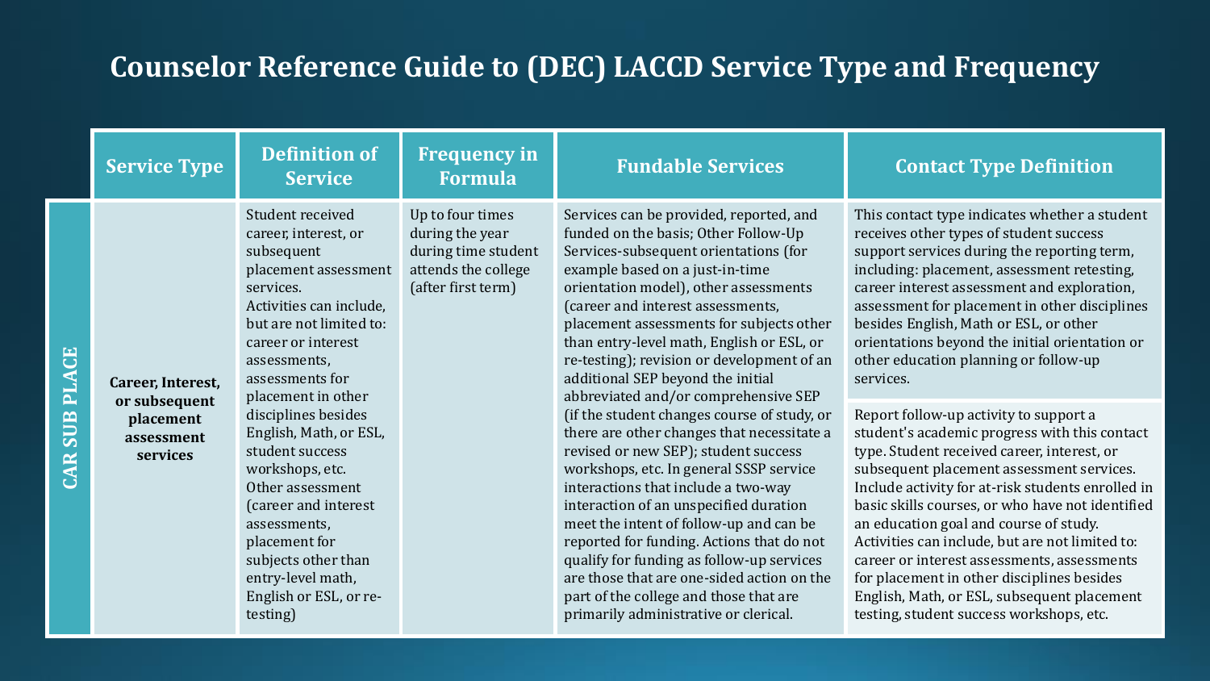# Counselor Reference Guide to (DEC) LACCD Service Type and Frequency

| | Service Type | Definition of Service | Frequency in Formula | Fundable Services | Contact Type Definition |
|---|---|---|---|---|---|
| CAR SUB PLACE | **Career, Interest, or subsequent placement assessment services** | Student received career, interest, or subsequent placement assessment services. Activities can include, but are not limited to: career or interest assessments, assessments for placement in other disciplines besides English, Math, or ESL, student success workshops, etc. Other assessment (career and interest assessments, placement for subjects other than entry-level math, English or ESL, or re-testing) | Up to four times during the year during time student attends the college (after first term) | Services can be provided, reported, and funded on the basis; Other Follow-Up Services-subsequent orientations (for example based on a just-in-time orientation model), other assessments (career and interest assessments, placement assessments for subjects other than entry-level math, English or ESL, or re-testing); revision or development of an additional SEP beyond the initial abbreviated and/or comprehensive SEP (if the student changes course of study, or there are other changes that necessitate a revised or new SEP); student success workshops, etc. In general SSSP service interactions that include a two-way interaction of an unspecified duration meet the intent of follow-up and can be reported for funding. Actions that do not qualify for funding as follow-up services are those that are one-sided action on the part of the college and those that are primarily administrative or clerical. | This contact type indicates whether a student receives other types of student success support services during the reporting term, including: placement, assessment retesting, career interest assessment and exploration, assessment for placement in other disciplines besides English, Math or ESL, or other orientations beyond the initial orientation or other education planning or follow-up services.<br><br>Report follow-up activity to support a student's academic progress with this contact type. Student received career, interest, or subsequent placement assessment services. Include activity for at-risk students enrolled in basic skills courses, or who have not identified an education goal and course of study. Activities can include, but are not limited to: career or interest assessments, assessments for placement in other disciplines besides English, Math, or ESL, subsequent placement testing, student success workshops, etc. |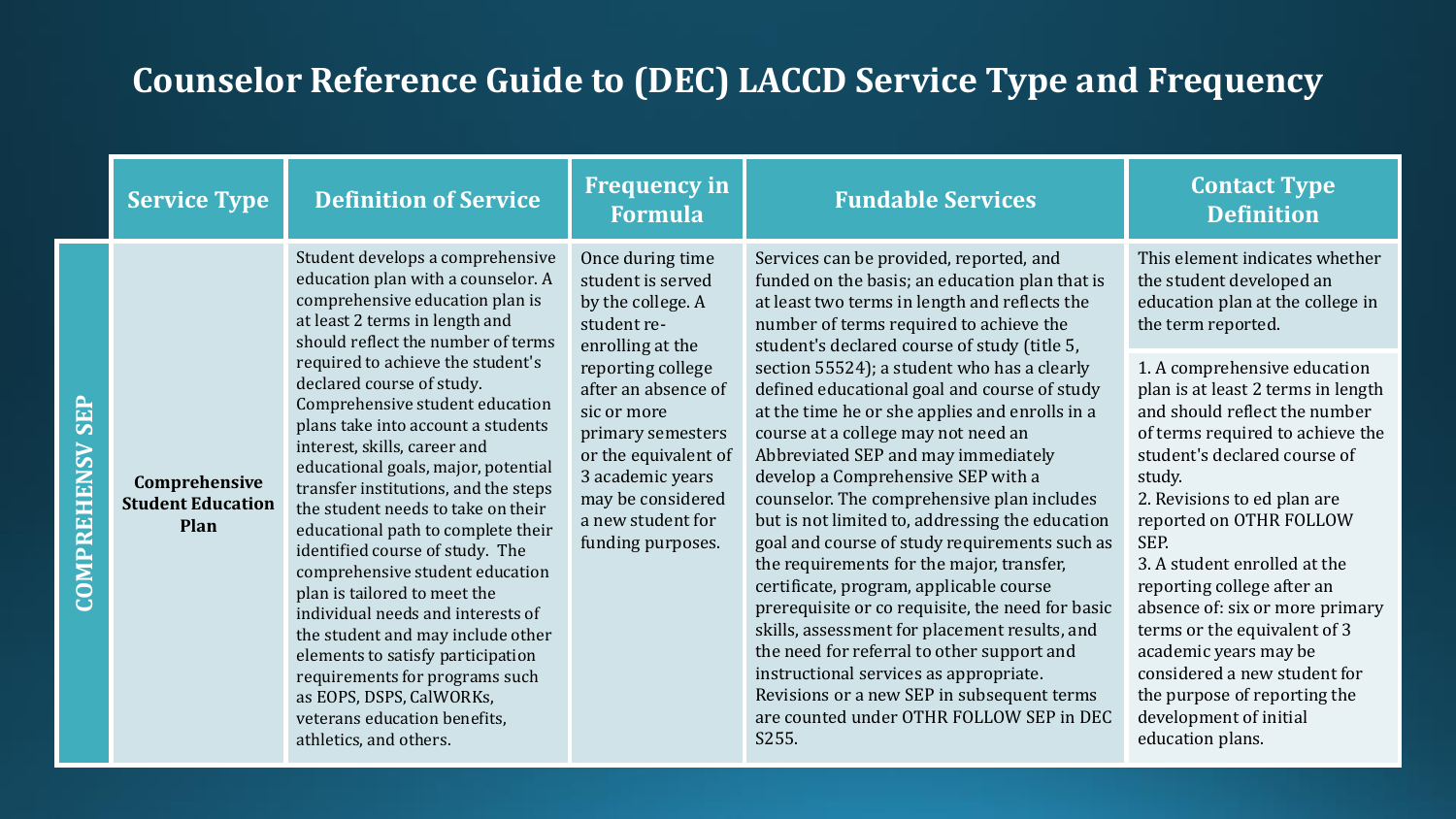# Counselor Reference Guide to (DEC) LACCD Service Type and Frequency

| | Service Type | Definition of Service | Frequency in Formula | Fundable Services | Contact Type Definition |
|---|---|---|---|---|---|
| COMPREHENSV SEP | **Comprehensive Student Education Plan** | Student develops a comprehensive education plan with a counselor. A comprehensive education plan is at least 2 terms in length and should reflect the number of terms required to achieve the student's declared course of study. Comprehensive student education plans take into account a students interest, skills, career and educational goals, major, potential transfer institutions, and the steps the student needs to take on their educational path to complete their identified course of study. The comprehensive student education plan is tailored to meet the individual needs and interests of the student and may include other elements to satisfy participation requirements for programs such as EOPS, DSPS, CalWORKs, veterans education benefits, athletics, and others. | Once during time student is served by the college. A student re-enrolling at the reporting college after an absence of sic or more primary semesters or the equivalent of 3 academic years may be considered a new student for funding purposes. | Services can be provided, reported, and funded on the basis; an education plan that is at least two terms in length and reflects the number of terms required to achieve the student's declared course of study (title 5, section 55524); a student who has a clearly defined educational goal and course of study at the time he or she applies and enrolls in a course at a college may not need an Abbreviated SEP and may immediately develop a Comprehensive SEP with a counselor. The comprehensive plan includes but is not limited to, addressing the education goal and course of study requirements such as the requirements for the major, transfer, certificate, program, applicable course prerequisite or co requisite, the need for basic skills, assessment for placement results, and the need for referral to other support and instructional services as appropriate. Revisions or a new SEP in subsequent terms are counted under OTHR FOLLOW SEP in DEC S255. | This element indicates whether the student developed an education plan at the college in the term reported.<br><br>1. A comprehensive education plan is at least 2 terms in length and should reflect the number of terms required to achieve the student's declared course of study.<br>2. Revisions to ed plan are reported on OTHR FOLLOW SEP.<br>3. A student enrolled at the reporting college after an absence of: six or more primary terms or the equivalent of 3 academic years may be considered a new student for the purpose of reporting the development of initial education plans. |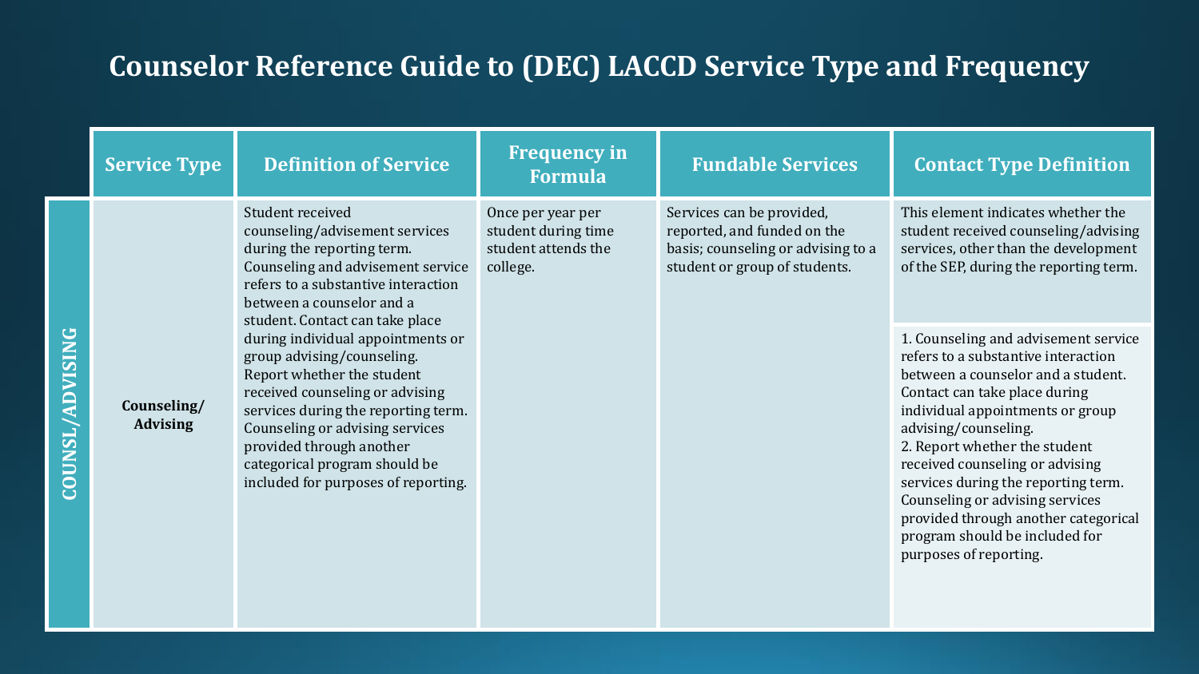# Counselor Reference Guide to (DEC) LACCD Service Type and Frequency

| | Service Type | Definition of Service | Frequency in Formula | Fundable Services | Contact Type Definition |
|---|---|---|---|---|---|
| COUNSL/ADVISING | Counseling/ Advising | Student received counseling/advisement services during the reporting term. Counseling and advisement service refers to a substantive interaction between a counselor and a student. Contact can take place during individual appointments or group advising/counseling. Report whether the student received counseling or advising services during the reporting term. Counseling or advising services provided through another categorical program should be included for purposes of reporting. | Once per year per student during time student attends the college. | Services can be provided, reported, and funded on the basis; counseling or advising to a student or group of students. | This element indicates whether the student received counseling/advising services, other than the development of the SEP, during the reporting term. |
| | | | | | 1. Counseling and advisement service refers to a substantive interaction between a counselor and a student. Contact can take place during individual appointments or group advising/counseling.<br>2. Report whether the student received counseling or advising services during the reporting term. Counseling or advising services provided through another categorical program should be included for purposes of reporting. |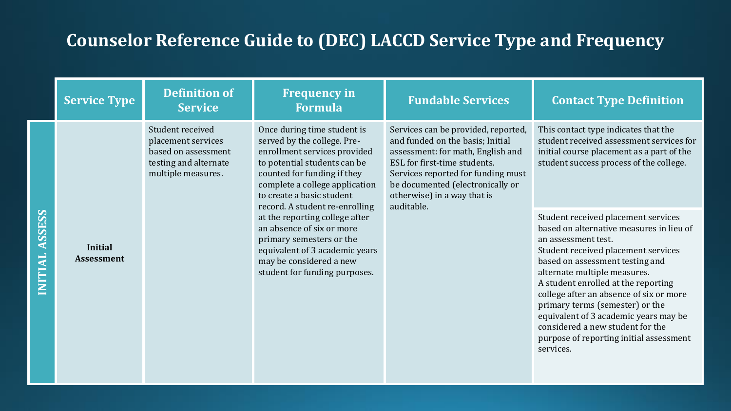# Counselor Reference Guide to (DEC) LACCD Service Type and Frequency

| | Service Type | Definition of Service | Frequency in Formula | Fundable Services | Contact Type Definition |
|---|---|---|---|---|---|
| INITIAL ASSESS | **Initial Assessment** | Student received placement services based on assessment testing and alternate multiple measures. | Once during time student is served by the college. Pre-enrollment services provided to potential students can be counted for funding if they complete a college application to create a basic student record. A student re-enrolling at the reporting college after an absence of six or more primary semesters or the equivalent of 3 academic years may be considered a new student for funding purposes. | Services can be provided, reported, and funded on the basis; Initial assessment: for math, English and ESL for first-time students. Services reported for funding must be documented (electronically or otherwise) in a way that is auditable. | This contact type indicates that the student received assessment services for initial course placement as a part of the student success process of the college. |
| | | | | | Student received placement services based on alternative measures in lieu of an assessment test.<br>Student received placement services based on assessment testing and alternate multiple measures.<br>A student enrolled at the reporting college after an absence of six or more primary terms (semester) or the equivalent of 3 academic years may be considered a new student for the purpose of reporting initial assessment services. |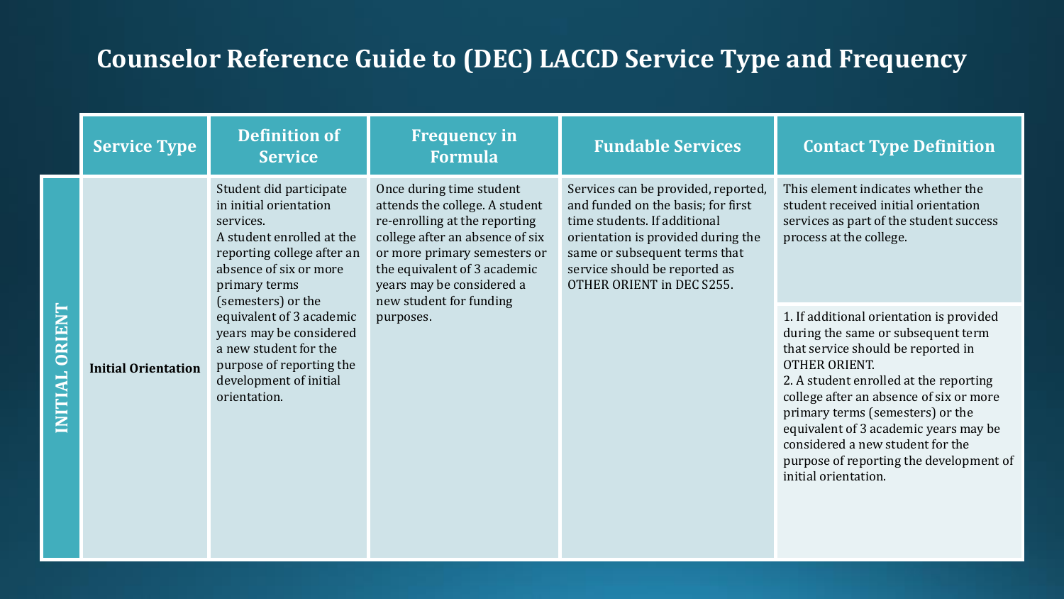# Counselor Reference Guide to (DEC) LACCD Service Type and Frequency

| | Service Type | Definition of Service | Frequency in Formula | Fundable Services | Contact Type Definition |
|---|---|---|---|---|---|
| INITIAL ORIENT | Initial Orientation | Student did participate in initial orientation services.<br>A student enrolled at the reporting college after an absence of six or more primary terms (semesters) or the equivalent of 3 academic years may be considered a new student for the purpose of reporting the development of initial orientation. | Once during time student attends the college. A student re-enrolling at the reporting college after an absence of six or more primary semesters or the equivalent of 3 academic years may be considered a new student for funding purposes. | Services can be provided, reported, and funded on the basis; for first time students. If additional orientation is provided during the same or subsequent terms that service should be reported as OTHER ORIENT in DEC S255. | This element indicates whether the student received initial orientation services as part of the student success process at the college.<br><br>1. If additional orientation is provided during the same or subsequent term that service should be reported in OTHER ORIENT.<br>2. A student enrolled at the reporting college after an absence of six or more primary terms (semesters) or the equivalent of 3 academic years may be considered a new student for the purpose of reporting the development of initial orientation. |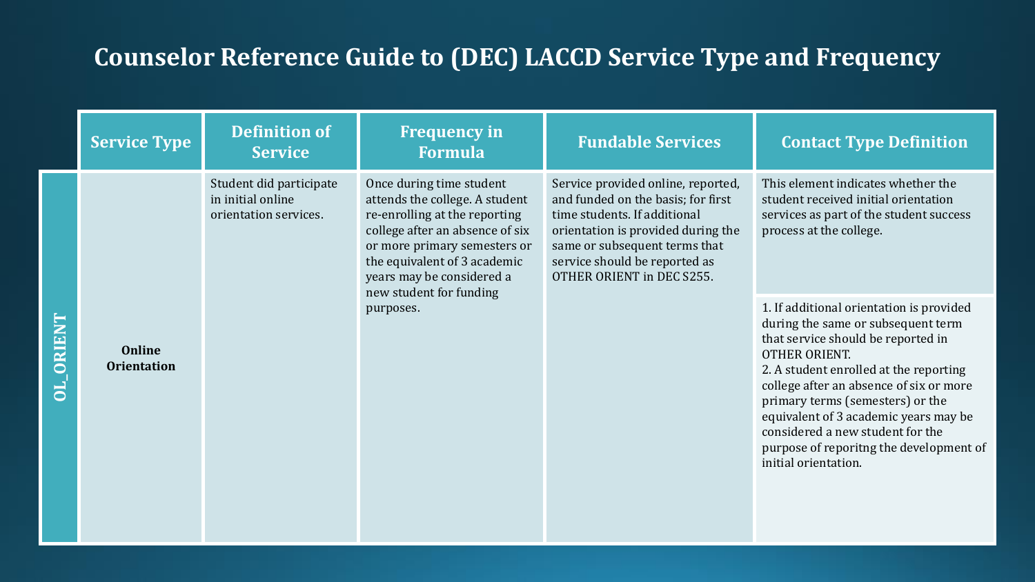# Counselor Reference Guide to (DEC) LACCD Service Type and Frequency

| | Service Type | Definition of Service | Frequency in Formula | Fundable Services | Contact Type Definition |
|---|---|---|---|---|---|
| OL_ORIENT | **Online Orientation** | Student did participate in initial online orientation services. | Once during time student attends the college. A student re-enrolling at the reporting college after an absence of six or more primary semesters or the equivalent of 3 academic years may be considered a new student for funding purposes. | Service provided online, reported, and funded on the basis; for first time students. If additional orientation is provided during the same or subsequent terms that service should be reported as OTHER ORIENT in DEC S255. | This element indicates whether the student received initial orientation services as part of the student success process at the college.<br><br>1. If additional orientation is provided during the same or subsequent term that service should be reported in OTHER ORIENT.<br>2. A student enrolled at the reporting college after an absence of six or more primary terms (semesters) or the equivalent of 3 academic years may be considered a new student for the purpose of reporitng the development of initial orientation. |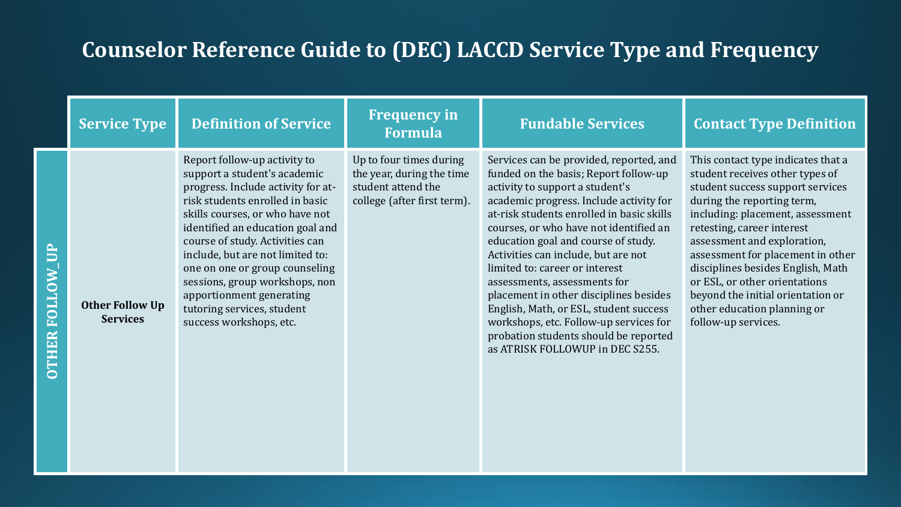# Counselor Reference Guide to (DEC) LACCD Service Type and Frequency

| | Service Type | Definition of Service | Frequency in Formula | Fundable Services | Contact Type Definition |
|---|---|---|---|---|---|
| OTHER FOLLOW_UP | **Other Follow Up Services** | Report follow-up activity to support a student's academic progress. Include activity for at-risk students enrolled in basic skills courses, or who have not identified an education goal and course of study. Activities can include, but are not limited to: one on one or group counseling sessions, group workshops, non apportionment generating tutoring services, student success workshops, etc. | Up to four times during the year, during the time student attend the college (after first term). | Services can be provided, reported, and funded on the basis; Report follow-up activity to support a student's academic progress. Include activity for at-risk students enrolled in basic skills courses, or who have not identified an education goal and course of study. Activities can include, but are not limited to: career or interest assessments, assessments for placement in other disciplines besides English, Math, or ESL, student success workshops, etc. Follow-up services for probation students should be reported as ATRISK FOLLOWUP in DEC S255. | This contact type indicates that a student receives other types of student success support services during the reporting term, including: placement, assessment retesting, career interest assessment and exploration, assessment for placement in other disciplines besides English, Math or ESL, or other orientations beyond the initial orientation or other education planning or follow-up services. |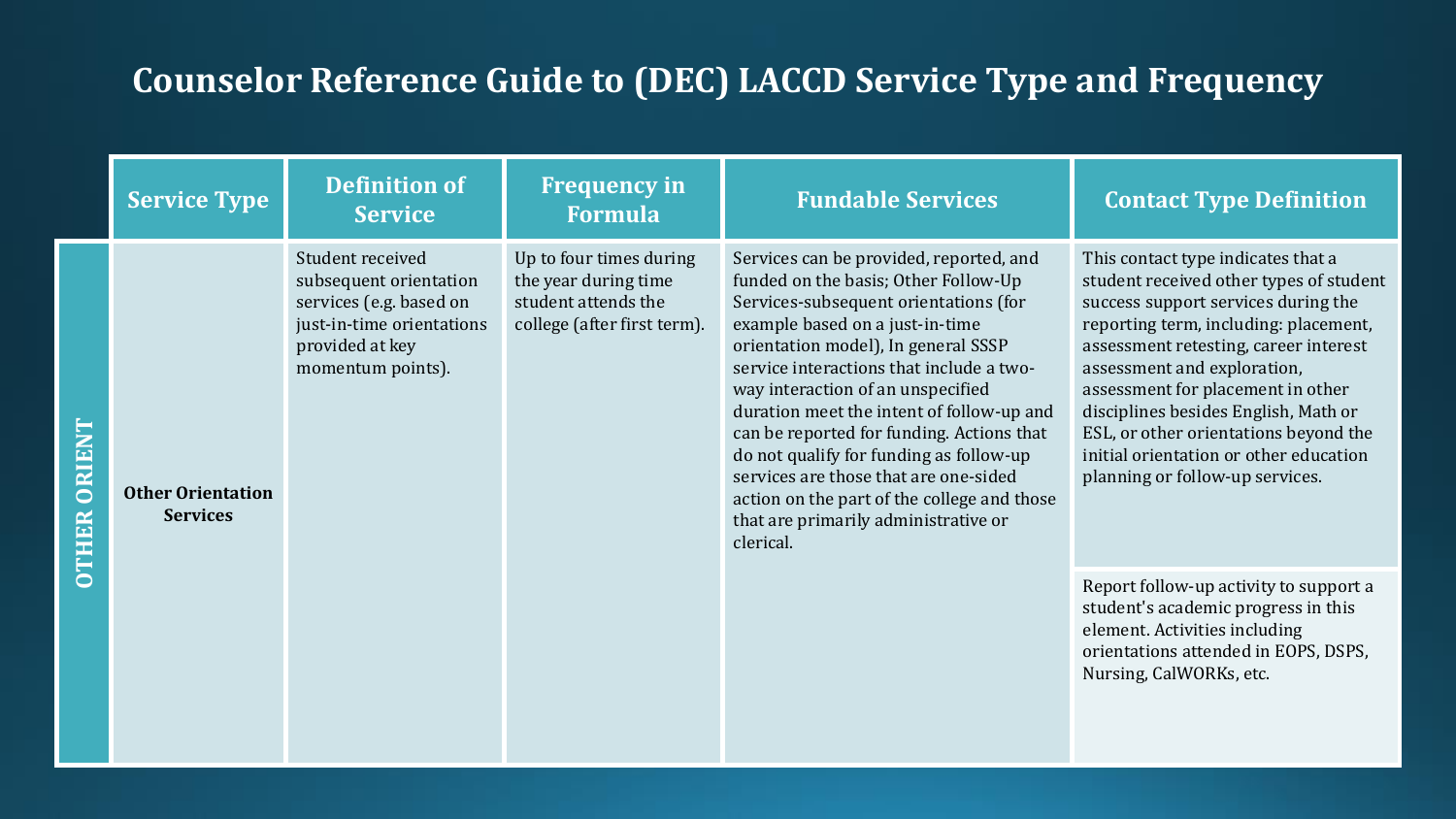# Counselor Reference Guide to (DEC) LACCD Service Type and Frequency

| | Service Type | Definition of Service | Frequency in Formula | Fundable Services | Contact Type Definition |
|---|---|---|---|---|---|
| OTHER ORIENT | Other Orientation Services | Student received subsequent orientation services (e.g. based on just-in-time orientations provided at key momentum points). | Up to four times during the year during time student attends the college (after first term). | Services can be provided, reported, and funded on the basis; Other Follow-Up Services-subsequent orientations (for example based on a just-in-time orientation model), In general SSSP service interactions that include a two-way interaction of an unspecified duration meet the intent of follow-up and can be reported for funding. Actions that do not qualify for funding as follow-up services are those that are one-sided action on the part of the college and those that are primarily administrative or clerical. | This contact type indicates that a student received other types of student success support services during the reporting term, including: placement, assessment retesting, career interest assessment and exploration, assessment for placement in other disciplines besides English, Math or ESL, or other orientations beyond the initial orientation or other education planning or follow-up services. |
| | | | | | Report follow-up activity to support a student's academic progress in this element. Activities including orientations attended in EOPS, DSPS, Nursing, CalWORKs, etc. |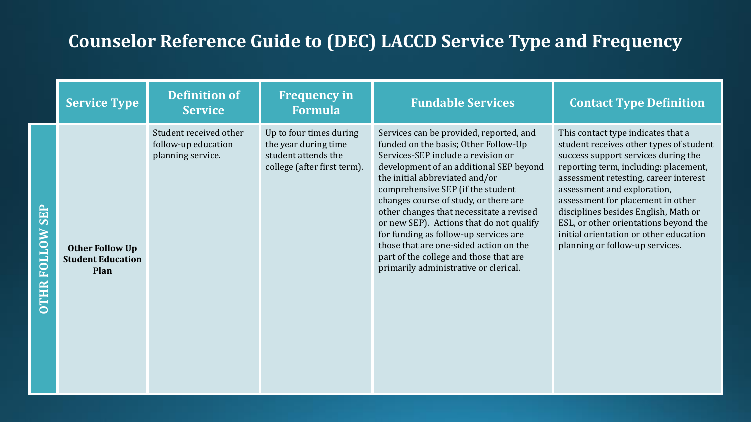# Counselor Reference Guide to (DEC) LACCD Service Type and Frequency

| | Service Type | Definition of Service | Frequency in Formula | Fundable Services | Contact Type Definition |
|---|---|---|---|---|---|
| **OTHR FOLLOW SEP** | **Other Follow Up Student Education Plan** | Student received other follow-up education planning service. | Up to four times during the year during time student attends the college (after first term). | Services can be provided, reported, and funded on the basis; Other Follow-Up Services-SEP include a revision or development of an additional SEP beyond the initial abbreviated and/or comprehensive SEP (if the student changes course of study, or there are other changes that necessitate a revised or new SEP). Actions that do not qualify for funding as follow-up services are those that are one-sided action on the part of the college and those that are primarily administrative or clerical. | This contact type indicates that a student receives other types of student success support services during the reporting term, including: placement, assessment retesting, career interest assessment and exploration, assessment for placement in other disciplines besides English, Math or ESL, or other orientations beyond the initial orientation or other education planning or follow-up services. |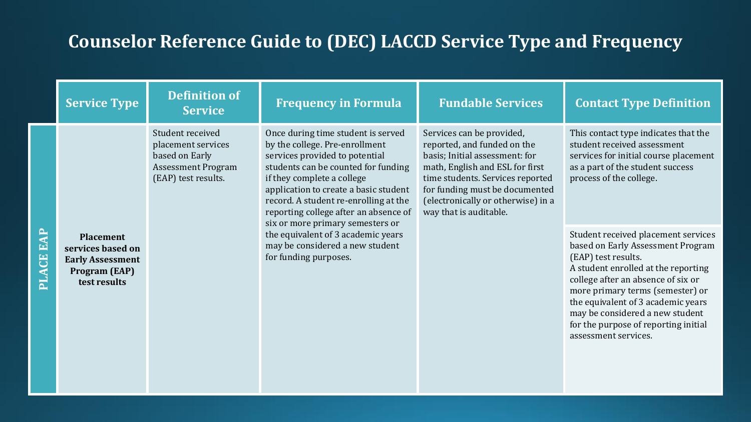# Counselor Reference Guide to (DEC) LACCD Service Type and Frequency

| | Service Type | Definition of Service | Frequency in Formula | Fundable Services | Contact Type Definition |
|---|---|---|---|---|---|
| **PLACE EAP** | **Placement services based on Early Assessment Program (EAP) test results** | Student received placement services based on Early Assessment Program (EAP) test results. | Once during time student is served by the college. Pre-enrollment services provided to potential students can be counted for funding if they complete a college application to create a basic student record. A student re-enrolling at the reporting college after an absence of six or more primary semesters or the equivalent of 3 academic years may be considered a new student for funding purposes. | Services can be provided, reported, and funded on the basis; Initial assessment: for math, English and ESL for first time students. Services reported for funding must be documented (electronically or otherwise) in a way that is auditable. | This contact type indicates that the student received assessment services for initial course placement as a part of the student success process of the college. |
| | | | | | Student received placement services based on Early Assessment Program (EAP) test results. A student enrolled at the reporting college after an absence of six or more primary terms (semester) or the equivalent of 3 academic years may be considered a new student for the purpose of reporting initial assessment services. |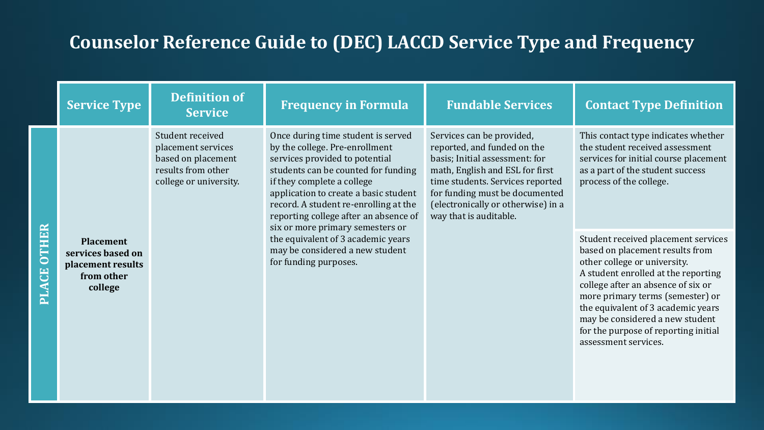# Counselor Reference Guide to (DEC) LACCD Service Type and Frequency

| | Service Type | Definition of Service | Frequency in Formula | Fundable Services | Contact Type Definition |
|---|---|---|---|---|---|
| PLACE OTHER | **Placement services based on placement results from other college** | Student received placement services based on placement results from other college or university. | Once during time student is served by the college. Pre-enrollment services provided to potential students can be counted for funding if they complete a college application to create a basic student record. A student re-enrolling at the reporting college after an absence of six or more primary semesters or the equivalent of 3 academic years may be considered a new student for funding purposes. | Services can be provided, reported, and funded on the basis; Initial assessment: for math, English and ESL for first time students. Services reported for funding must be documented (electronically or otherwise) in a way that is auditable. | This contact type indicates whether the student received assessment services for initial course placement as a part of the student success process of the college. |
| | | | | | Student received placement services based on placement results from other college or university. A student enrolled at the reporting college after an absence of six or more primary terms (semester) or the equivalent of 3 academic years may be considered a new student for the purpose of reporting initial assessment services. |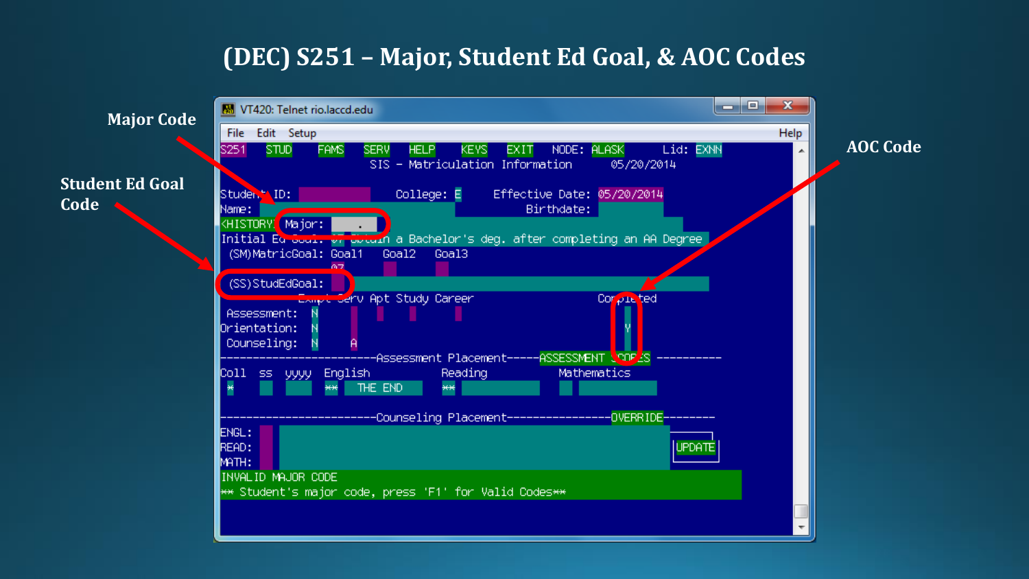# (DEC) S251 – Major, Student Ed Goal, & AOC Codes

Major Code

Student Ed Goal Code

AOC Code

```
VT420: Telnet rio.laccd.edu
File  Edit  Setup                                                    Help
S251   STUD    FAMS   SERV   HELP   KEYS   EXIT   NODE: ALASK     Lid: EXNN
                SIS - Matriculation Information       05/20/2014

Student ID:              College: E     Effective Date: 05/20/2014
Name:                                       Birthdate:
<HISTORY> Major:    .
Initial Ed Goal: 07 Obtain a Bachelor's deg. after completing an AA Degree
 (SM)MatricGoal: Goal1    Goal2    Goal3
                 07
 (SS)StudEdGoal:
               Exmpt Serv Apt Study Career                Completed
 Assessment:   N
 Orientation:  N                                            Y
 Counseling:   N     A
------------------------Assessment Placement-----ASSESSMENT SCORES ----------
Coll  ss  yyyy  English             Reading           Mathematics
 *              **    THE END       **

------------------------Counseling Placement----------------OVERRIDE--------
ENGL:
READ:                                                              UPDATE
MATH:
INVALID MAJOR CODE
** Student's major code, press 'F1' for Valid Codes**
```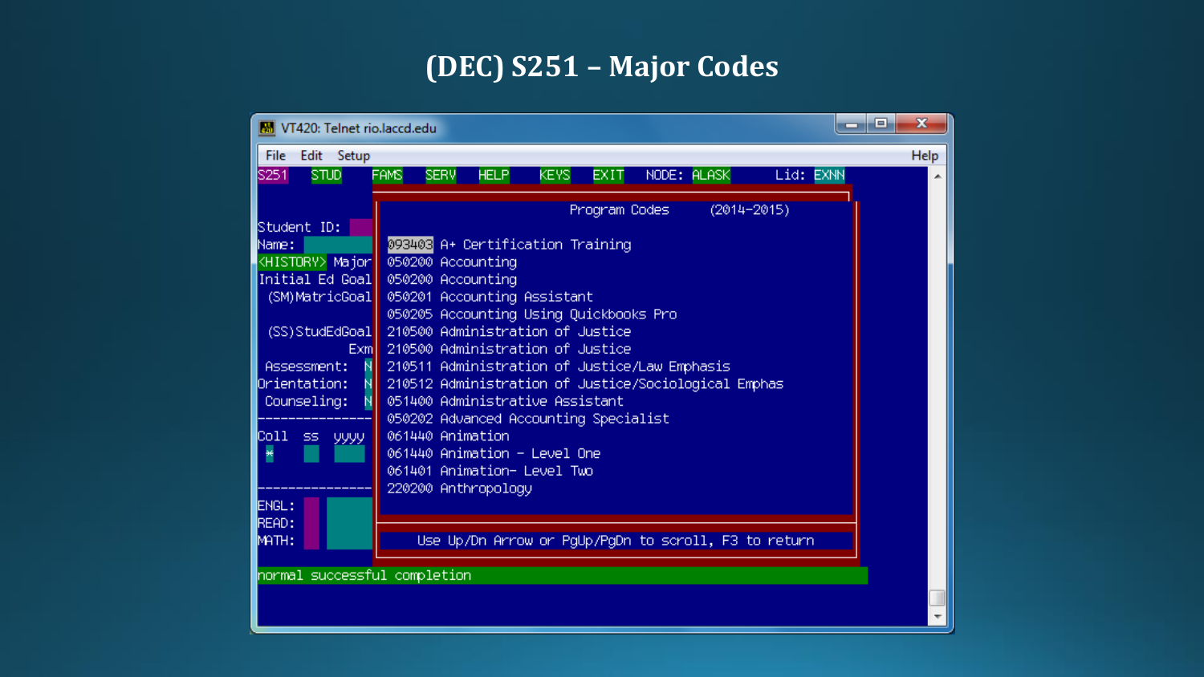# (DEC) S251 – Major Codes

```
VT420: Telnet rio.laccd.edu
File  Edit  Setup                                                        Help
S251  STUD  FAMS  SERV  HELP  KEYS  EXIT  NODE: ALASK  Lid: EXMN

                             Program Codes      (2014-2015)
Student ID:
Name:                  093403 A+ Certification Training
<HISTORY> Major        050200 Accounting
Initial Ed Goal        050200 Accounting
 (SM)MatricGoal        050201 Accounting Assistant
                       050205 Accounting Using Quickbooks Pro
 (SS)StudEdGoal        210500 Administration of Justice
            Exm        210500 Administration of Justice
 Assessment:   N       210511 Administration of Justice/Law Emphasis
Orientation:   N       210512 Administration of Justice/Sociological Emphas
 Counseling:   N       051400 Administrative Assistant
---------------        050202 Advanced Accounting Specialist
Coll  ss  yyyy         061440 Animation
 *                     061440 Animation - Level One
                       061401 Animation- Level Two
---------------        220200 Anthropology
ENGL:
READ:
MATH:                   Use Up/Dn Arrow or PgUp/PgDn to scroll, F3 to return

normal successful completion
```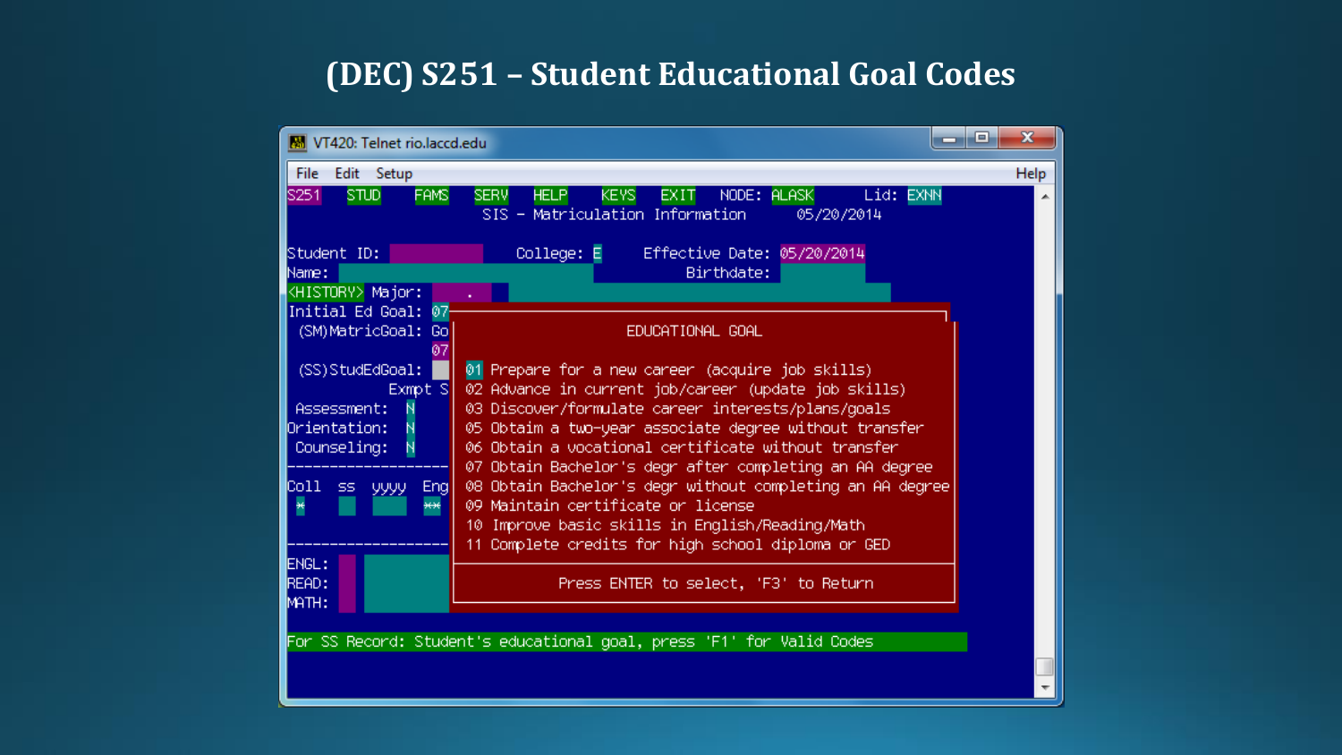# (DEC) S251 – Student Educational Goal Codes

```
VT420: Telnet rio.laccd.edu
File   Edit   Setup                                                        Help
S251   STUD   FAMS   SERV   HELP   KEYS   EXIT   NODE: ALASK     Lid: EXNN
                  SIS - Matriculation Information        05/20/2014

Student ID:                College: E      Effective Date: 05/20/2014
Name:                                             Birthdate:
<HISTORY> Major:      .
Initial Ed Goal: 07
  (SM)MatricGoal: Go
                  07
  (SS)StudEdGoal:
            Exmpt S
  Assessment:   N
Orientation:    N
  Counseling:   N
-------------------
Coll   ss   yyyy   Eng
 *                 **
-------------------
ENGL:
READ:
MATH:

                         EDUCATIONAL GOAL

  01 Prepare for a new career (acquire job skills)
  02 Advance in current job/career (update job skills)
  03 Discover/formulate career interests/plans/goals
  05 Obtain a two-year associate degree without transfer
  06 Obtain a vocational certificate without transfer
  07 Obtain Bachelor's degr after completing an AA degree
  08 Obtain Bachelor's degr without completing an AA degree
  09 Maintain certificate or license
  10 Improve basic skills in English/Reading/Math
  11 Complete credits for high school diploma or GED

               Press ENTER to select, 'F3' to Return

For SS Record: Student's educational goal, press 'F1' for Valid Codes
```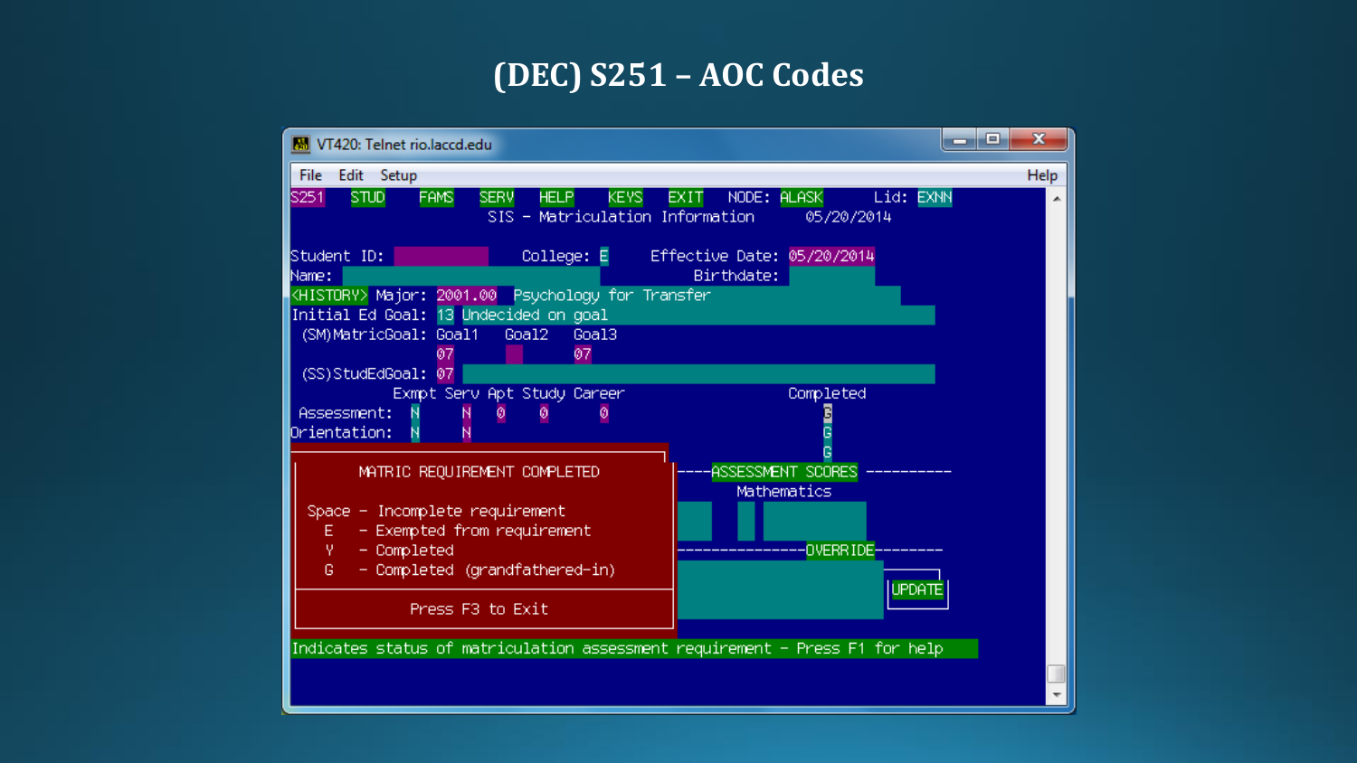# (DEC) S251 – AOC Codes

```
VT420: Telnet rio.laccd.edu
File  Edit  Setup                                                          Help
S251  STUD   FAMS  SERV  HELP  KEYS  EXIT  NODE: ALASK     Lid: EXNN
                SIS - Matriculation Information      05/20/2014

Student ID:              College: E    Effective Date: 05/20/2014
Name:                                      Birthdate:
<HISTORY> Major: 2001.00  Psychology for Transfer
Initial Ed Goal: 13 Undecided on goal
 (SM)MatricGoal: Goal1   Goal2   Goal3
                 07              07
 (SS)StudEdGoal: 07
              Exmpt Serv Apt Study Career                  Completed
 Assessment:   N    N    0    0     0                          G
Orientation:   N    N                                          G
                                                               G
 MATRIC REQUIREMENT COMPLETED            ----ASSESSMENT SCORES ----------
                                               Mathematics
 Space - Incomplete requirement
   E   - Exempted from requirement
   Y   - Completed                      ---------------OVERRIDE--------
   G   - Completed (grandfathered-in)
                                                               UPDATE
          Press F3 to Exit

Indicates status of matriculation assessment requirement - Press F1 for help
```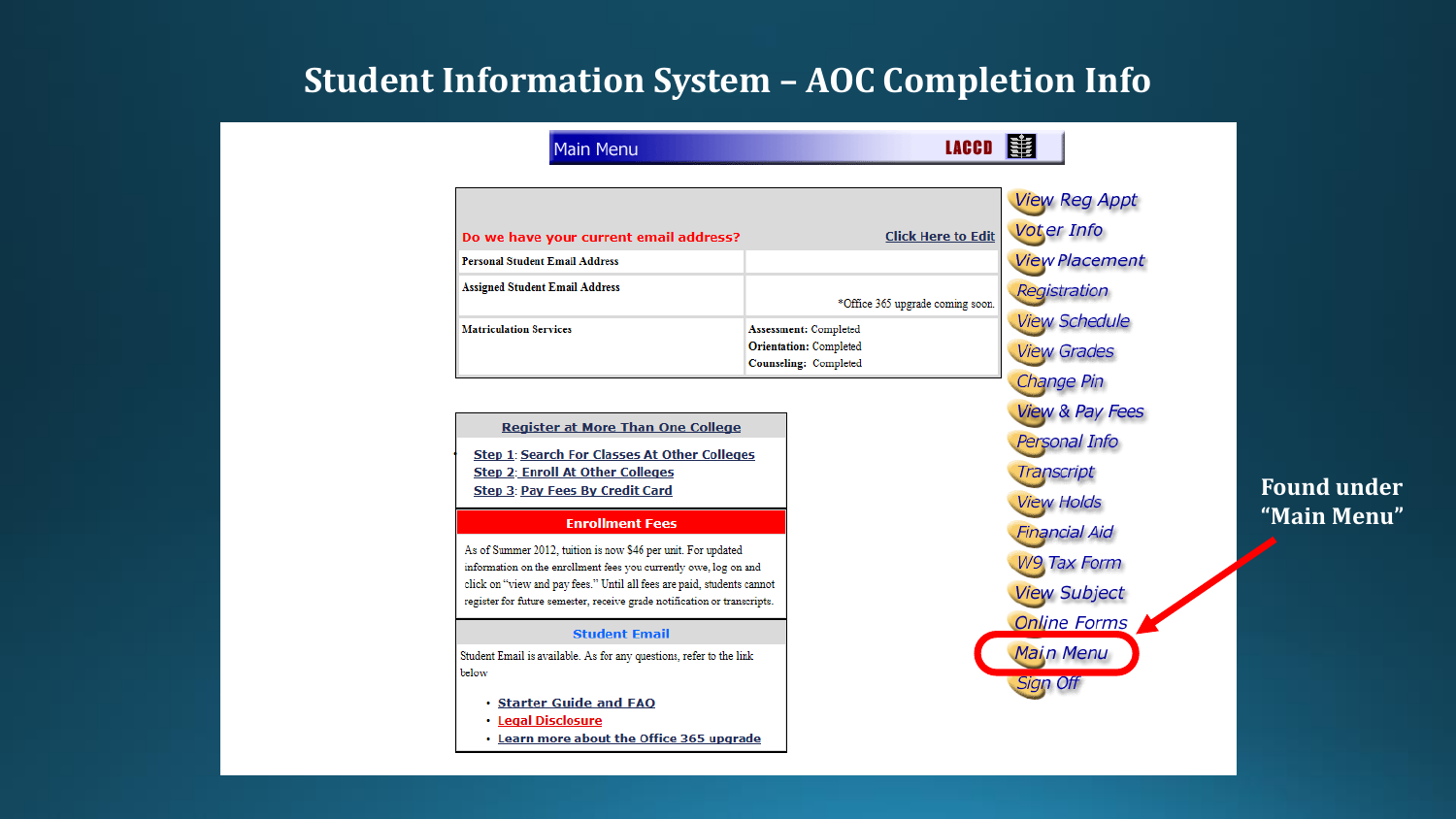# Student Information System – AOC Completion Info

Main Menu LACCD

| Do we have your current email address? | Click Here to Edit |
|---|---|
| Personal Student Email Address | |
| Assigned Student Email Address | *Office 365 upgrade coming soon. |
| Matriculation Services | **Assessment:** Completed<br>**Orientation:** Completed<br>**Counseling:** Completed |

**Register at More Than One College**

- Step 1: Search For Classes At Other Colleges
- Step 2: Enroll At Other Colleges
- Step 3: Pay Fees By Credit Card

**Enrollment Fees**

As of Summer 2012, tuition is now $46 per unit. For updated information on the enrollment fees you currently owe, log on and click on "view and pay fees." Until all fees are paid, students cannot register for future semester, receive grade notification or transcripts.

**Student Email**

Student Email is available. As for any questions, refer to the link below

- Starter Guide and FAQ
- Legal Disclosure
- Learn more about the Office 365 upgrade

- View Reg Appt
- Voter Info
- View Placement
- Registration
- View Schedule
- View Grades
- Change Pin
- View & Pay Fees
- Personal Info
- Transcript
- View Holds
- Financial Aid
- W9 Tax Form
- View Subject
- Online Forms
- Main Menu
- Sign Off

**Found under "Main Menu"**